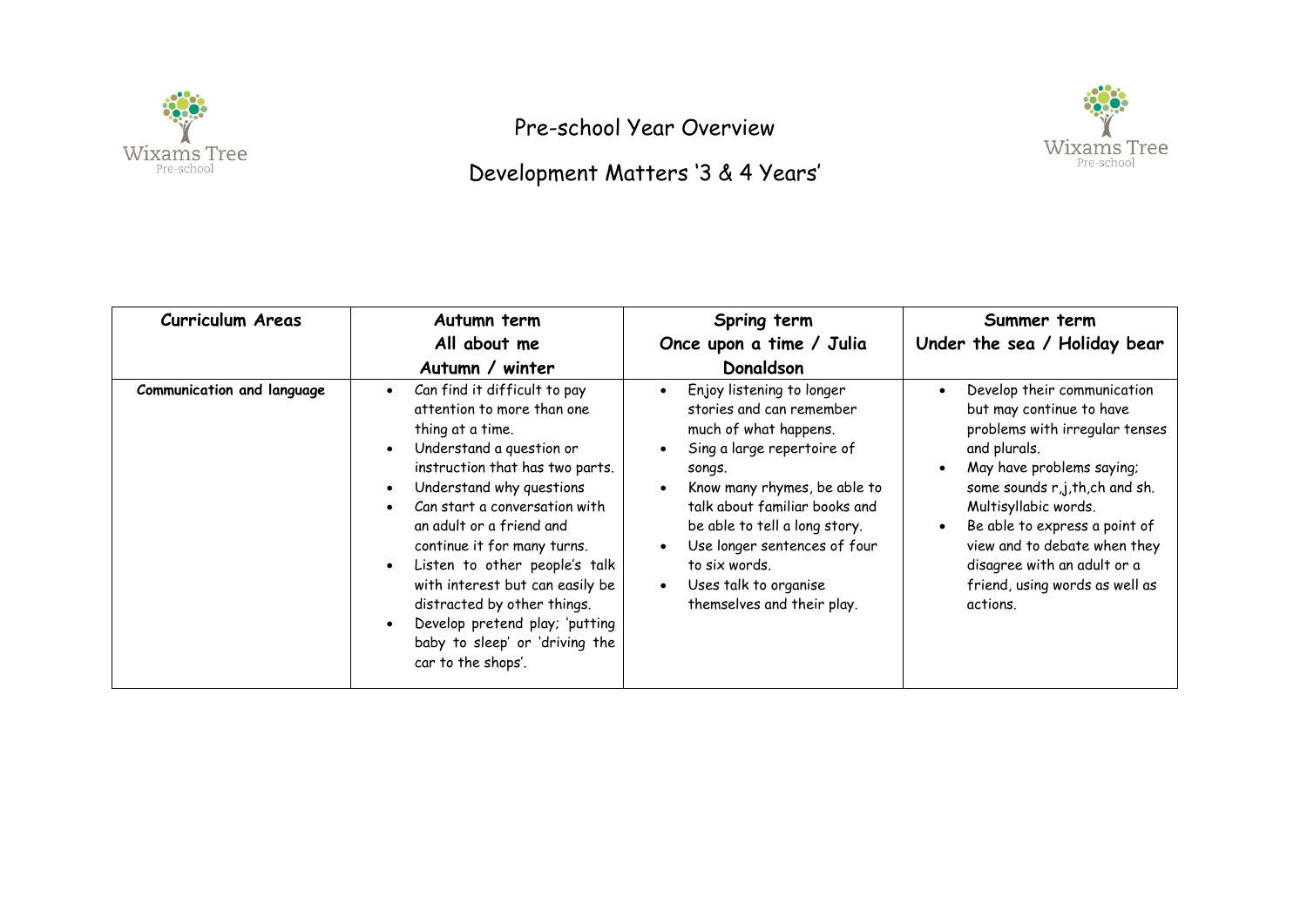# Pre-school Year Overview

## Development Matters '3 & 4 Years'

| Curriculum Areas | Autumn term<br>All about me<br>Autumn / winter | Spring term<br>Once upon a time / Julia Donaldson | Summer term<br>Under the sea / Holiday bear |
|---|---|---|---|
| **Communication and language** | • Can find it difficult to pay attention to more than one thing at a time.<br>• Understand a question or instruction that has two parts.<br>• Understand why questions<br>• Can start a conversation with an adult or a friend and continue it for many turns.<br>• Listen to other people's talk with interest but can easily be distracted by other things.<br>• Develop pretend play; 'putting baby to sleep' or 'driving the car to the shops'. | • Enjoy listening to longer stories and can remember much of what happens.<br>• Sing a large repertoire of songs.<br>• Know many rhymes, be able to talk about familiar books and be able to tell a long story.<br>• Use longer sentences of four to six words.<br>• Uses talk to organise themselves and their play. | • Develop their communication but may continue to have problems with irregular tenses and plurals.<br>• May have problems saying; some sounds r,j,th,ch and sh. Multisyllabic words.<br>• Be able to express a point of view and to debate when they disagree with an adult or a friend, using words as well as actions. |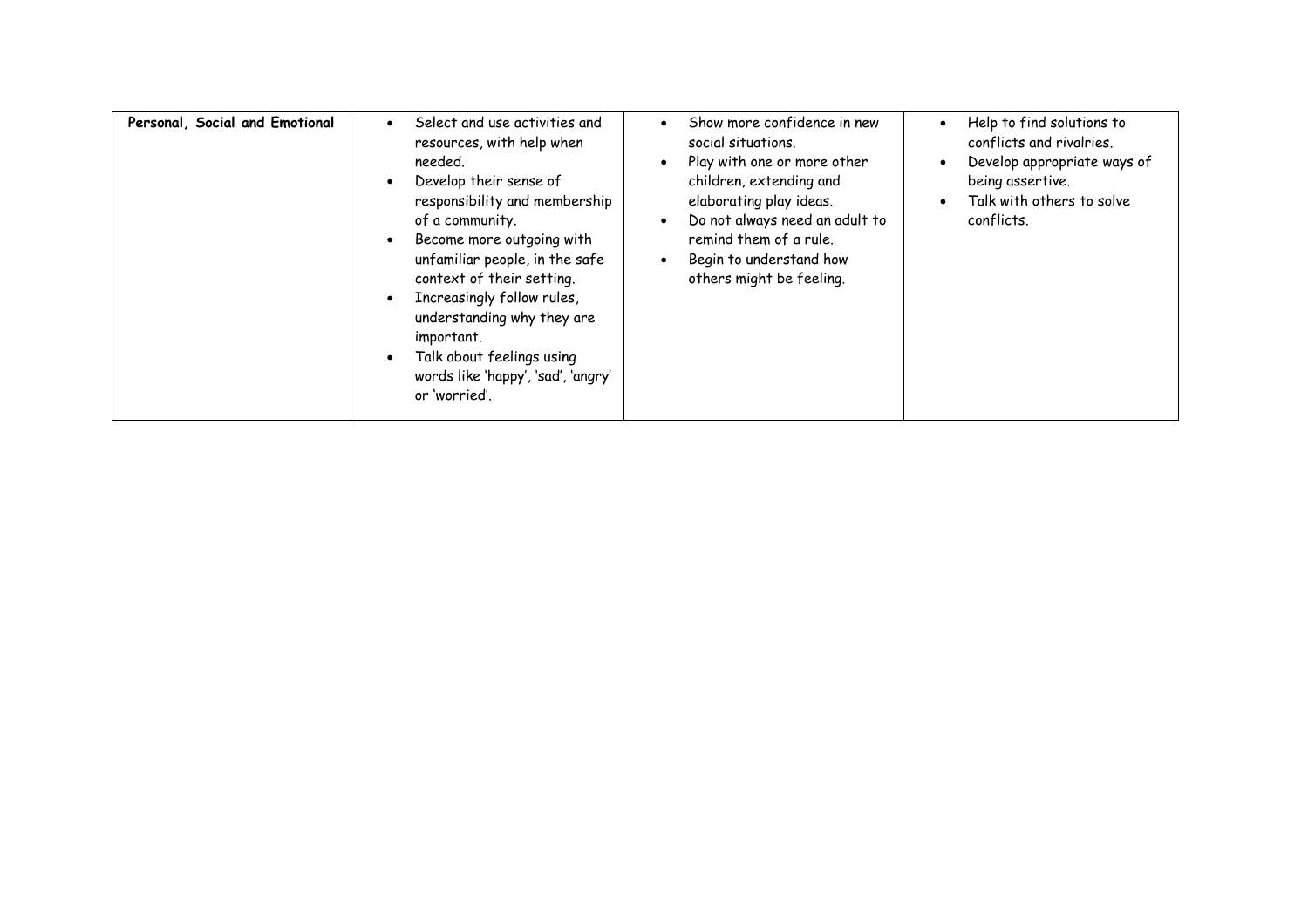| **Personal, Social and Emotional** | <ul><li>Select and use activities and resources, with help when needed.</li><li>Develop their sense of responsibility and membership of a community.</li><li>Become more outgoing with unfamiliar people, in the safe context of their setting.</li><li>Increasingly follow rules, understanding why they are important.</li><li>Talk about feelings using words like 'happy', 'sad', 'angry' or 'worried'.</li></ul> | <ul><li>Show more confidence in new social situations.</li><li>Play with one or more other children, extending and elaborating play ideas.</li><li>Do not always need an adult to remind them of a rule.</li><li>Begin to understand how others might be feeling.</li></ul> | <ul><li>Help to find solutions to conflicts and rivalries.</li><li>Develop appropriate ways of being assertive.</li><li>Talk with others to solve conflicts.</li></ul> |
|---|---|---|---|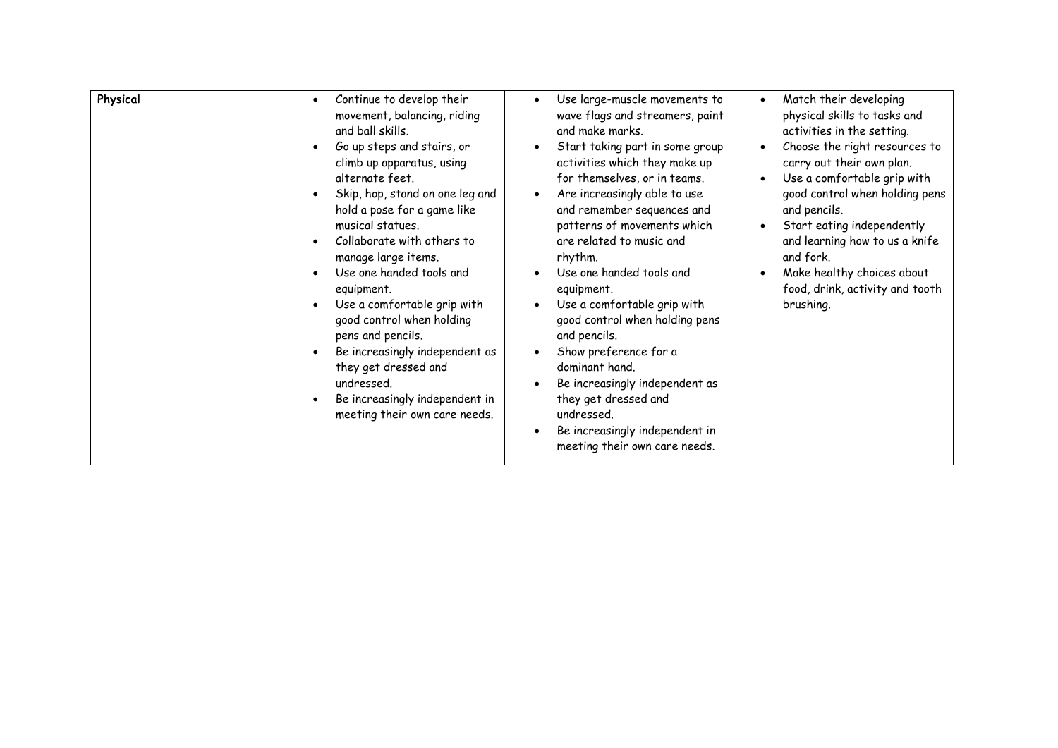| Physical | • Continue to develop their movement, balancing, riding and ball skills.<br>• Go up steps and stairs, or climb up apparatus, using alternate feet.<br>• Skip, hop, stand on one leg and hold a pose for a game like musical statues.<br>• Collaborate with others to manage large items.<br>• Use one handed tools and equipment.<br>• Use a comfortable grip with good control when holding pens and pencils.<br>• Be increasingly independent as they get dressed and undressed.<br>• Be increasingly independent in meeting their own care needs. | • Use large-muscle movements to wave flags and streamers, paint and make marks.<br>• Start taking part in some group activities which they make up for themselves, or in teams.<br>• Are increasingly able to use and remember sequences and patterns of movements which are related to music and rhythm.<br>• Use one handed tools and equipment.<br>• Use a comfortable grip with good control when holding pens and pencils.<br>• Show preference for a dominant hand.<br>• Be increasingly independent as they get dressed and undressed.<br>• Be increasingly independent in meeting their own care needs. | • Match their developing physical skills to tasks and activities in the setting.<br>• Choose the right resources to carry out their own plan.<br>• Use a comfortable grip with good control when holding pens and pencils.<br>• Start eating independently and learning how to us a knife and fork.<br>• Make healthy choices about food, drink, activity and tooth brushing. |
|---|---|---|---|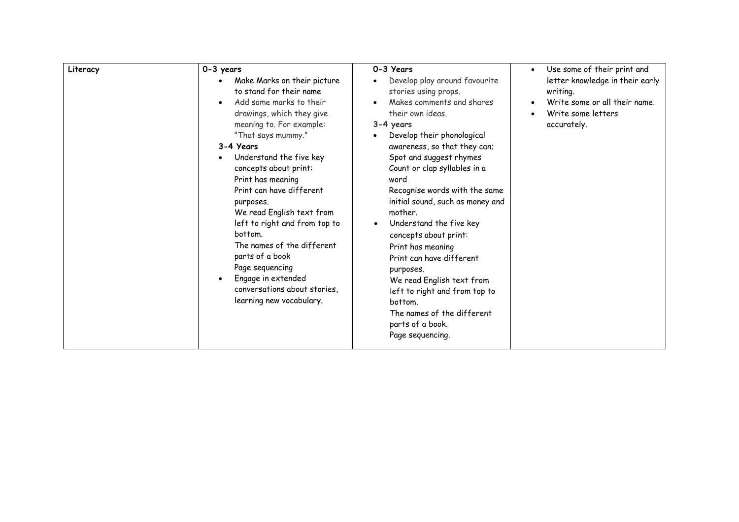| Literacy | **0-3 years**<br>• Make Marks on their picture to stand for their name<br>• Add some marks to their drawings, which they give meaning to. For example: "That says mummy."<br>**3-4 Years**<br>• Understand the five key concepts about print:<br>Print has meaning<br>Print can have different purposes.<br>We read English text from left to right and from top to bottom.<br>The names of the different parts of a book<br>Page sequencing<br>• Engage in extended conversations about stories, learning new vocabulary. | **0-3 Years**<br>• Develop play around favourite stories using props.<br>• Makes comments and shares their own ideas.<br>**3-4 years**<br>• Develop their phonological awareness, so that they can;<br>Spot and suggest rhymes<br>Count or clap syllables in a word<br>Recognise words with the same initial sound, such as money and mother.<br>• Understand the five key concepts about print:<br>Print has meaning<br>Print can have different purposes.<br>We read English text from left to right and from top to bottom.<br>The names of the different parts of a book.<br>Page sequencing. | • Use some of their print and letter knowledge in their early writing.<br>• Write some or all their name.<br>• Write some letters accurately. |
|---|---|---|---|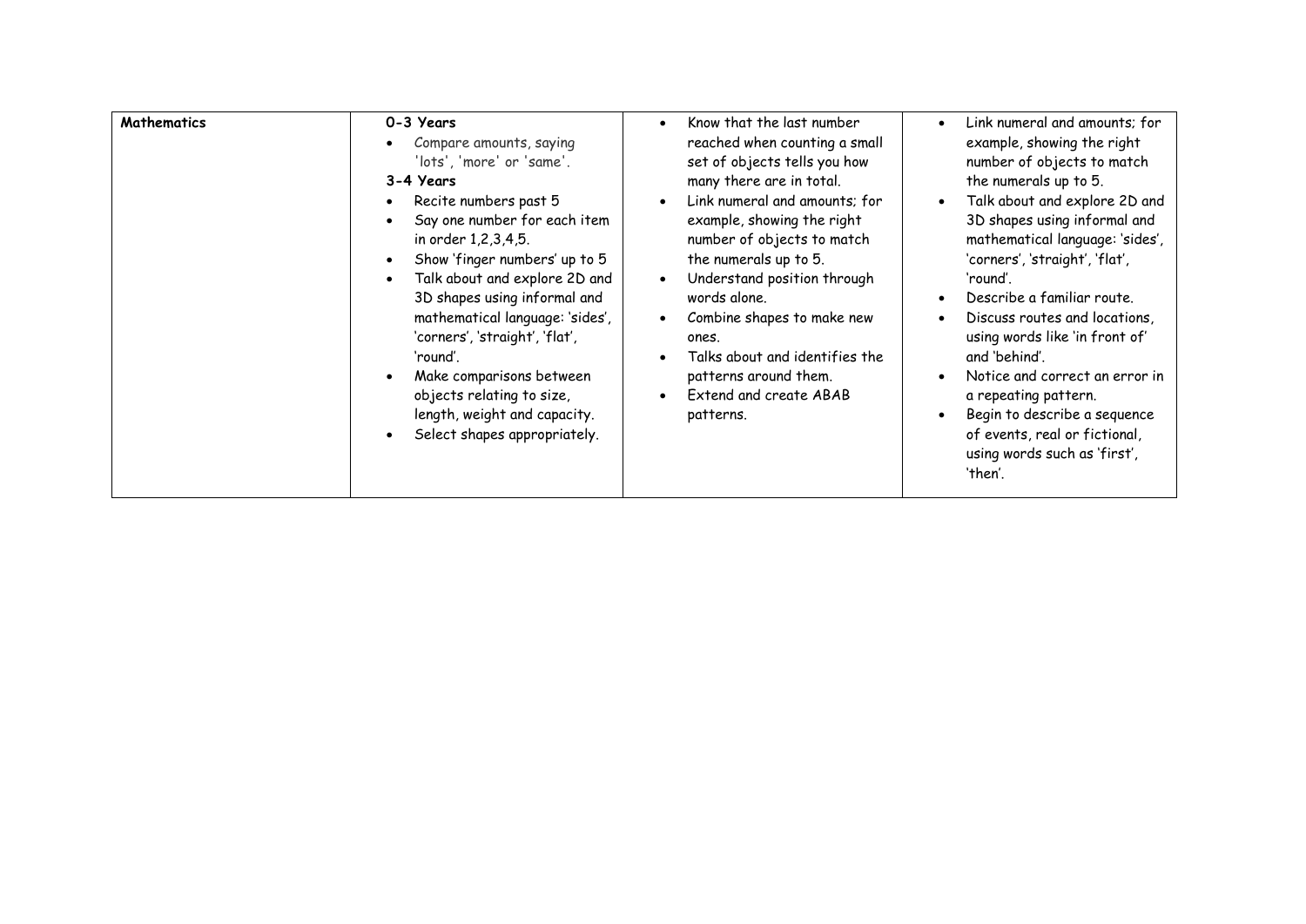| **Mathematics** | **0-3 Years**<br>• Compare amounts, saying 'lots', 'more' or 'same'.<br>**3-4 Years**<br>• Recite numbers past 5<br>• Say one number for each item in order 1,2,3,4,5.<br>• Show 'finger numbers' up to 5<br>• Talk about and explore 2D and 3D shapes using informal and mathematical language: 'sides', 'corners', 'straight', 'flat', 'round'.<br>• Make comparisons between objects relating to size, length, weight and capacity.<br>• Select shapes appropriately. | • Know that the last number reached when counting a small set of objects tells you how many there are in total.<br>• Link numeral and amounts; for example, showing the right number of objects to match the numerals up to 5.<br>• Understand position through words alone.<br>• Combine shapes to make new ones.<br>• Talks about and identifies the patterns around them.<br>• Extend and create ABAB patterns. | • Link numeral and amounts; for example, showing the right number of objects to match the numerals up to 5.<br>• Talk about and explore 2D and 3D shapes using informal and mathematical language: 'sides', 'corners', 'straight', 'flat', 'round'.<br>• Describe a familiar route.<br>• Discuss routes and locations, using words like 'in front of' and 'behind'.<br>• Notice and correct an error in a repeating pattern.<br>• Begin to describe a sequence of events, real or fictional, using words such as 'first', 'then'. |
|---|---|---|---|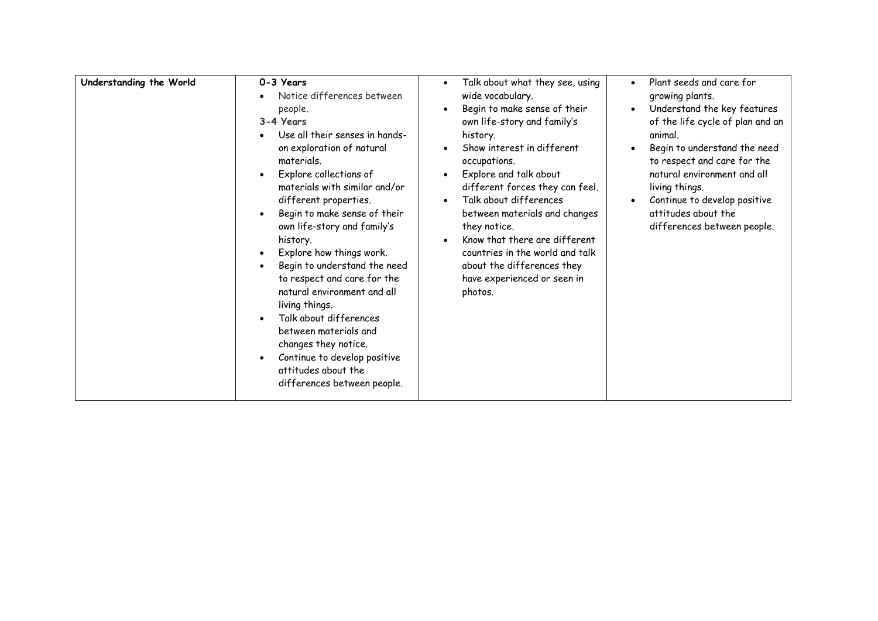| Understanding the World | **0-3 Years**<br>• Notice differences between people.<br>**3-4 Years**<br>• Use all their senses in hands-on exploration of natural materials.<br>• Explore collections of materials with similar and/or different properties.<br>• Begin to make sense of their own life-story and family's history.<br>• Explore how things work.<br>• Begin to understand the need to respect and care for the natural environment and all living things.<br>• Talk about differences between materials and changes they notice.<br>• Continue to develop positive attitudes about the differences between people. | • Talk about what they see, using wide vocabulary.<br>• Begin to make sense of their own life-story and family's history.<br>• Show interest in different occupations.<br>• Explore and talk about different forces they can feel.<br>• Talk about differences between materials and changes they notice.<br>• Know that there are different countries in the world and talk about the differences they have experienced or seen in photos. | • Plant seeds and care for growing plants.<br>• Understand the key features of the life cycle of plan and an animal.<br>• Begin to understand the need to respect and care for the natural environment and all living things.<br>• Continue to develop positive attitudes about the differences between people. |
|---|---|---|---|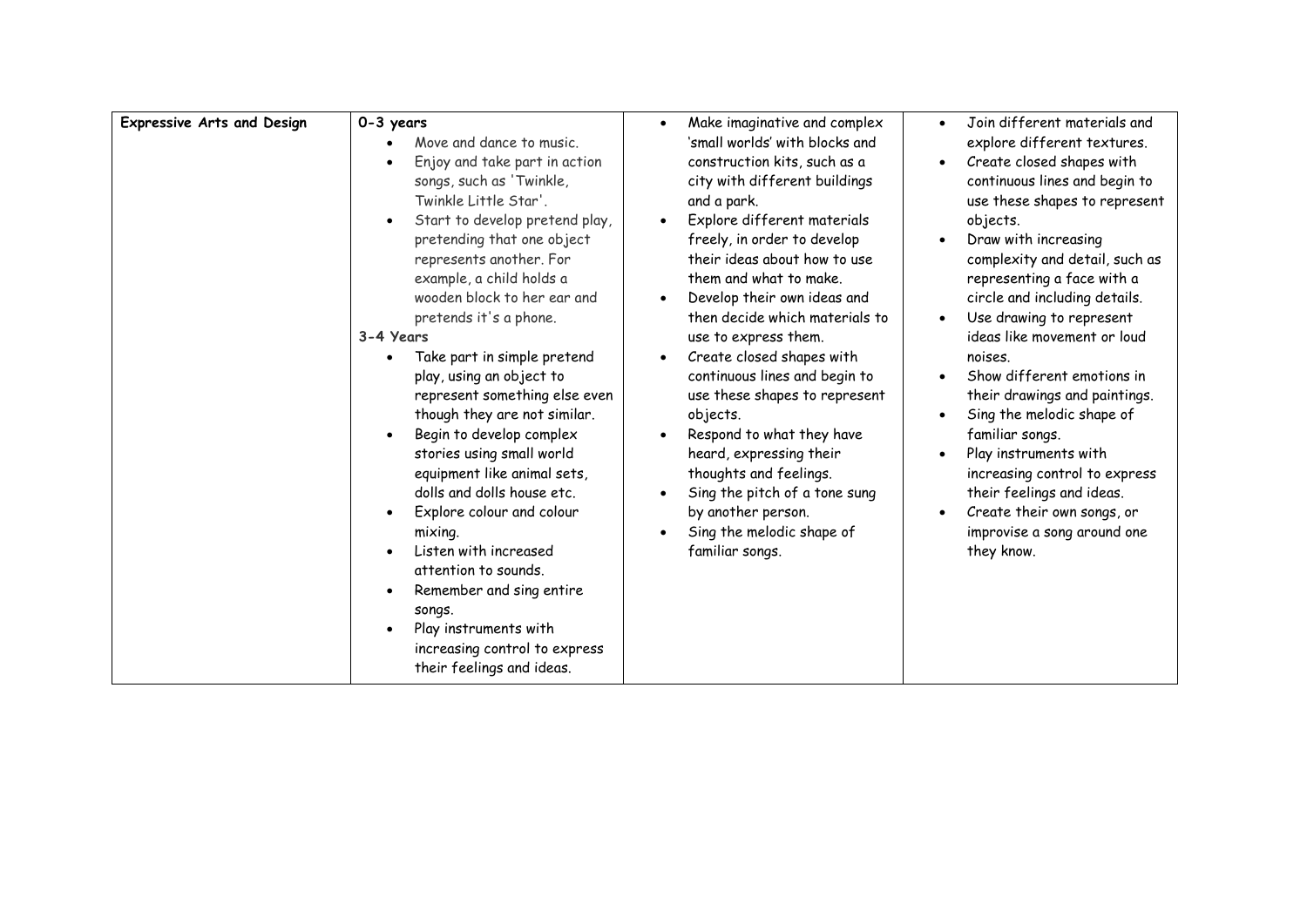| Expressive Arts and Design | 0-3 years<br>• Move and dance to music.<br>• Enjoy and take part in action songs, such as 'Twinkle, Twinkle Little Star'.<br>• Start to develop pretend play, pretending that one object represents another. For example, a child holds a wooden block to her ear and pretends it's a phone.<br>**3-4 Years**<br>• Take part in simple pretend play, using an object to represent something else even though they are not similar.<br>• Begin to develop complex stories using small world equipment like animal sets, dolls and dolls house etc.<br>• Explore colour and colour mixing.<br>• Listen with increased attention to sounds.<br>• Remember and sing entire songs.<br>• Play instruments with increasing control to express their feelings and ideas. | • Make imaginative and complex 'small worlds' with blocks and construction kits, such as a city with different buildings and a park.<br>• Explore different materials freely, in order to develop their ideas about how to use them and what to make.<br>• Develop their own ideas and then decide which materials to use to express them.<br>• Create closed shapes with continuous lines and begin to use these shapes to represent objects.<br>• Respond to what they have heard, expressing their thoughts and feelings.<br>• Sing the pitch of a tone sung by another person.<br>• Sing the melodic shape of familiar songs. | • Join different materials and explore different textures.<br>• Create closed shapes with continuous lines and begin to use these shapes to represent objects.<br>• Draw with increasing complexity and detail, such as representing a face with a circle and including details.<br>• Use drawing to represent ideas like movement or loud noises.<br>• Show different emotions in their drawings and paintings.<br>• Sing the melodic shape of familiar songs.<br>• Play instruments with increasing control to express their feelings and ideas.<br>• Create their own songs, or improvise a song around one they know. |
|---|---|---|---|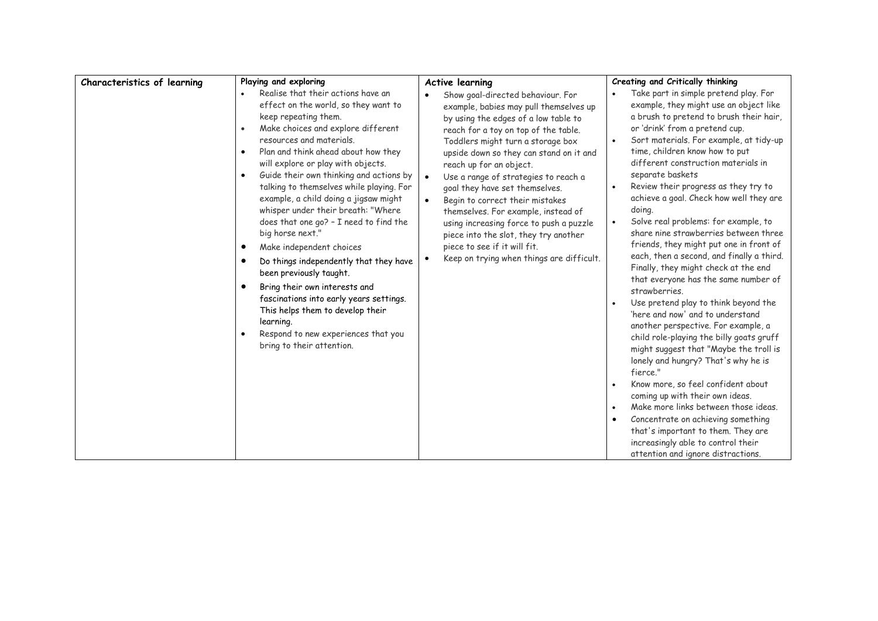| Characteristics of learning | Playing and exploring | Active learning | Creating and Critically thinking |
|---|---|---|---|
| | <ul><li>Realise that their actions have an effect on the world, so they want to keep repeating them.</li><li>Make choices and explore different resources and materials.</li><li>Plan and think ahead about how they will explore or play with objects.</li><li>Guide their own thinking and actions by talking to themselves while playing. For example, a child doing a jigsaw might whisper under their breath: "Where does that one go? – I need to find the big horse next."</li><li>Make independent choices</li><li>Do things independently that they have been previously taught.</li><li>Bring their own interests and fascinations into early years settings. This helps them to develop their learning.</li><li>Respond to new experiences that you bring to their attention.</li></ul> | <ul><li>Show goal-directed behaviour. For example, babies may pull themselves up by using the edges of a low table to reach for a toy on top of the table. Toddlers might turn a storage box upside down so they can stand on it and reach up for an object.</li><li>Use a range of strategies to reach a goal they have set themselves.</li><li>Begin to correct their mistakes themselves. For example, instead of using increasing force to push a puzzle piece into the slot, they try another piece to see if it will fit.</li><li>Keep on trying when things are difficult.</li></ul> | <ul><li>Take part in simple pretend play. For example, they might use an object like a brush to pretend to brush their hair, or 'drink' from a pretend cup.</li><li>Sort materials. For example, at tidy-up time, children know how to put different construction materials in separate baskets</li><li>Review their progress as they try to achieve a goal. Check how well they are doing.</li><li>Solve real problems: for example, to share nine strawberries between three friends, they might put one in front of each, then a second, and finally a third. Finally, they might check at the end that everyone has the same number of strawberries.</li><li>Use pretend play to think beyond the 'here and now' and to understand another perspective. For example, a child role-playing the billy goats gruff might suggest that "Maybe the troll is lonely and hungry? That's why he is fierce."</li><li>Know more, so feel confident about coming up with their own ideas.</li><li>Make more links between those ideas.</li><li>Concentrate on achieving something that's important to them. They are increasingly able to control their attention and ignore distractions.</li></ul> |